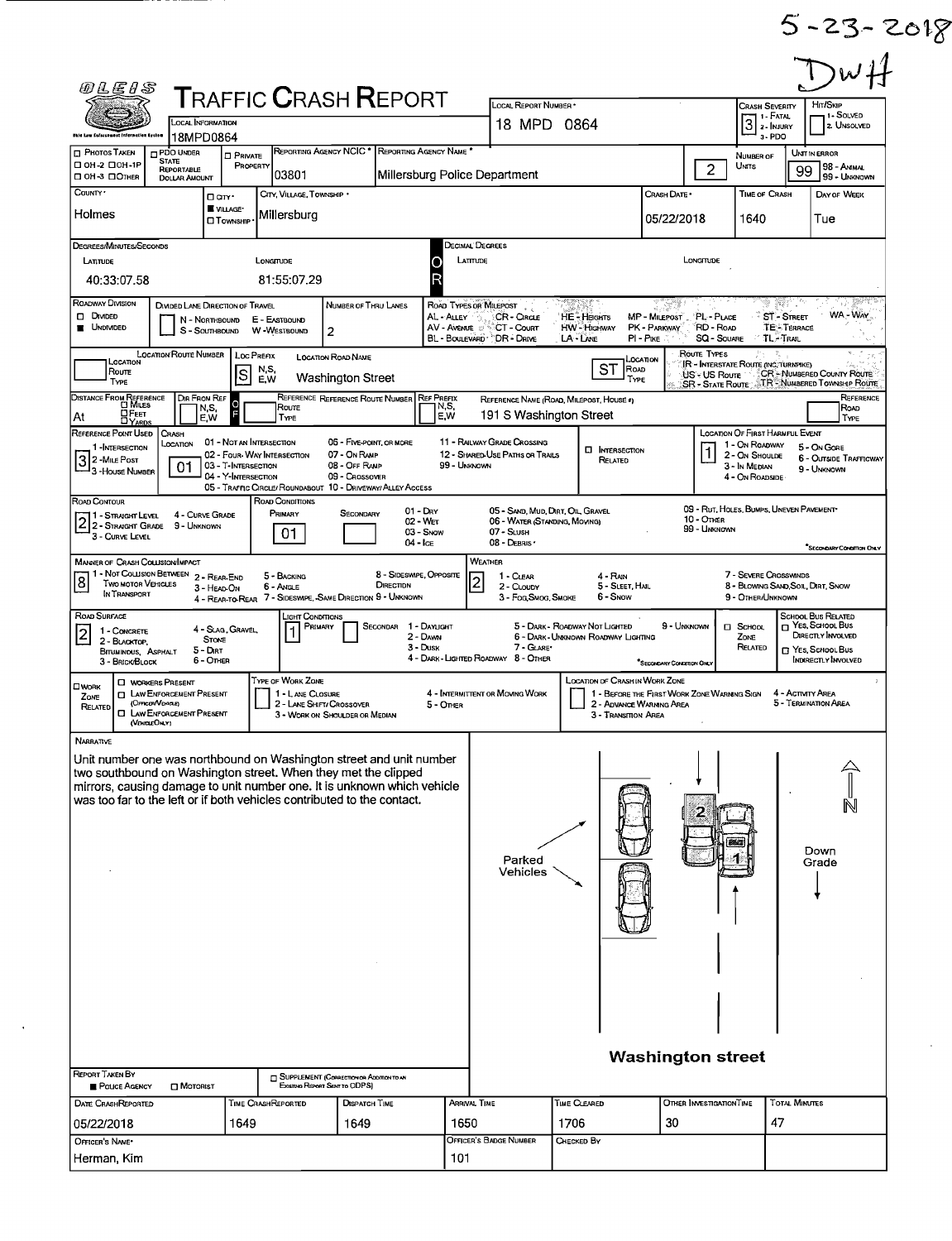5-23-2018

DWH

# TRAFFIC CRASH REPORT

OLEIS — Ohio Law Enforcement Information System

| Field | Value |
|---|---|
| Local Information | 18MPD0864 |
| Local Report Number | 18 MPD 0864 |
| Crash Severity | 3 (1 - Fatal, 2 - Injury, 3 - PDO) |
| Hit/Skip | (1 - Solved, 2 - Unsolved) |
| Photos Taken | ☐ OH-2 ☐ OH-1P ☐ OH-3 ☐ Other |
| PDO Under State Reportable Dollar Amount | ☐ |
| Private Property | ☐ |
| Reporting Agency NCIC | 03801 |
| Reporting Agency Name | Millersburg Police Department |
| Number of Units | 2 |
| Unit in Error | 99 (98 - Animal, 99 - Unknown) |
| County | Holmes |
| City, Village, Township | ■ Village — Millersburg |
| Crash Date | 05/22/2018 |
| Time of Crash | 1640 |
| Day of Week | Tue |
| Latitude (Degrees/Minutes/Seconds) | 40:33:07.58 |
| Longitude (Degrees/Minutes/Seconds) | 81:55:07.29 |
| Latitude / Longitude (Decimal Degrees) | |

## Roadway

| Field | Value |
|---|---|
| Roadway Division | ■ Undivided |
| Divided Lane Direction of Travel | |
| Number of Thru Lanes | 2 |
| Location Route Number | |
| Loc Prefix | S |
| Location Road Name | Washington Street |
| Location Road Type | ST |
| Distance From Reference | At |
| Dir From Ref | |
| Reference Route Number / Type | |
| Reference Name (Road, Milepost, House #) | 191 S Washington Street |
| Reference Point Used | 3 - House Number |
| Crash Location | 01 - Not an Intersection |
| Intersection Related | ☐ |
| Location of First Harmful Event | 1 - On Roadway |
| Road Contour | 2 - Straight Grade |
| Road Conditions Primary | 01 - Dry |
| Road Conditions Secondary | |
| Manner of Crash Collision/Impact | 8 - Sideswipe, Opposite Direction |
| Weather | 2 - Cloudy |
| Road Surface | 2 - Blacktop, Bituminous, Asphalt |
| Light Conditions Primary | 1 - Daylight |
| Light Conditions Secondary | |
| School Zone Related | ☐ |
| School Bus Related | ☐ Yes, School Bus Directly Involved ☐ Yes, School Bus Indirectly Involved |
| Work Zone Related | ☐ |

## Narrative

Unit number one was northbound on Washington street and unit number two southbound on Washington street. When they met the clipped mirrors, causing damage to unit number one. It is unknown which vehicle was too far to the left or if both vehicles contributed to the contact.

Diagram labels: Parked Vehicles; 2; 1; N; Down Grade; Washington street

## Report Information

| Field | Value |
|---|---|
| Report Taken By | ■ Police Agency ☐ Motorist |
| Supplement | ☐ |
| Date Crash Reported | 05/22/2018 |
| Time Crash Reported | 1649 |
| Dispatch Time | 1649 |
| Arrival Time | 1650 |
| Time Cleared | 1706 |
| Other Investigation Time | 30 |
| Total Minutes | 47 |
| Officer's Name | Herman, Kim |
| Officer's Badge Number | 101 |
| Checked By | |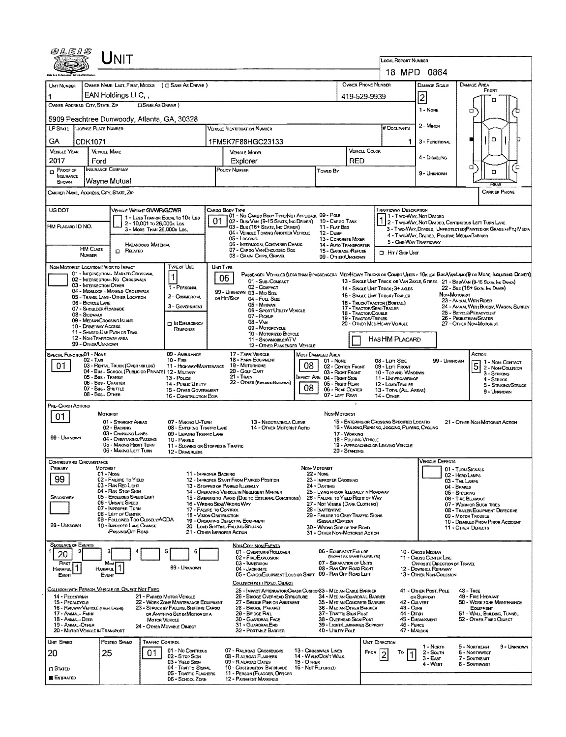# UNIT

**LOCAL REPORT NUMBER:** 18 MPD 0864

| UNIT NUMBER | OWNER NAME: LAST, FIRST, MIDDLE ( ☐ SAME AS DRIVER ) | OWNER PHONE NUMBER | DAMAGE SCALE | DAMAGE AREA |
|---|---|---|---|---|
| 1 | EAN Holdings LLC, , | 419-529-9939 | 2 | FRONT |

**OWNER ADDRESS: CITY, STATE, ZIP** ☐ SAME AS DRIVER

5909 Peachtree Dunwoody, Atlanta, GA, 30328

DAMAGE SCALE: 1 - NONE, 2 - MINOR, 3 - FUNCTIONAL, 4 - DISABLING, 9 - UNKNOWN

| LP STATE | LICENSE PLATE NUMBER | VEHICLE IDENTIFICATION NUMBER | # OCCUPANTS |
|---|---|---|---|
| GA | CDK1071 | 1FM5K7F88HGC23133 | 1 |

| VEHICLE YEAR | VEHICLE MAKE | VEHICLE MODEL | VEHICLE COLOR |
|---|---|---|---|
| 2017 | Ford | Explorer | RED |

| ☐ PROOF OF INSURANCE SHOWN | INSURANCE COMPANY | POLICY NUMBER | TOWED BY |
|---|---|---|---|
| | Wayne Mutual | | |

CARRIER NAME, ADDRESS, CITY, STATE, ZIP — CARRIER PHONE

**US DOT**

**VEHICLE WEIGHT GVWR/GCWR:** 1 - LESS THAN OR EQUAL TO 10K LBS; 2 - 10,001 TO 26,000K LBS; 3 - MORE THAN 26,000K LBS.

**HM PLACARD ID NO.** — HM CLASS NUMBER — HAZARDOUS MATERIAL ☐ RELATED

**CARGO BODY TYPE:** 01
01 - NO CARGO BODY TYPE/NOT APPLICABLE; 02 - BUS/VAN (9-15 SEATS, INC DRIVER); 03 - BUS (16+ SEATS, INC DRIVER); 04 - VEHICLE TOWING ANOTHER VEHICLE; 05 - LOGGING; 06 - INTERMODAL CONTAINER CHASIS; 07 - CARGO VAN/ENCLOSED BOX; 08 - GRAIN, CHIPS, GRAVEL; 09 - POLE; 10 - CARGO TANK; 11 - FLAT BED; 12 - DUMP; 13 - CONCRETE MIXER; 14 - AUTO TRANSPORTER; 15 - GARBAGE /REFUSE; 99 - OTHER/UNKNOWN

**TRAFFICWAY DESCRIPTION:** 1
1 - TWO-WAY, NOT DIVIDED; 2 - TWO-WAY, NOT DIVIDED, CONTINUOUS LEFT TURN LANE; 3 - TWO-WAY, DIVIDED, UNPROTECTED (PAINTED OR GRASS >4FT.) MEDIA; 4 - TWO-WAY, DIVIDED, POSITIVE MEDIAN BARRIER; 5 - ONE-WAY TRAFFICWAY
☐ HIT / SKIP UNIT

**NON-MOTORIST LOCATION PRIOR TO IMPACT:**
01 - INTERSECTION - MARKED CROSSWAL; 02 - INTERSECTION - NO CROSSWALK; 03 - INTERSECTION OTHER; 04 - MIDBLOCK - MARKED CROSSWALK; 05 - TRAVEL LANE - OTHER LOCATION; 06 - BICYCLE LANE; 07 - SHOULDER/ROADSIDE; 08 - SIDEWALK; 09 - MEDIAN/CROSSING ISLAND; 10 - DRIVE WAY ACCESS; 11 - SHARED-USE PATH OR TRAIL; 12 - NON-TRAFFICWAY AREA; 99 - OTHER/UNKNOWN

**TYPE OF USE:** 1
1 - PERSONAL; 2 - COMMERCIAL; 3 - GOVERNMENT; ☐ IN EMERGENCY RESPONSE

**UNIT TYPE:** 06
PASSENGER VEHICLES (LESS THAN 9 PASSENGERS MED/HEAVY TRUCKS OR COMBO UNITS > 10K LBS BUS/VAN/LIMO(9 OR MORE INCLUDING DRIVER)
01 - SUB-COMPACT; 02 - COMPACT; 99 - UNKNOWN 03 - MID SIZE; OR HIT/SKIP 04 - FULL SIZE; 05 - MINIVAN; 06 - SPORT UTILITY VEHICLE; 07 - PICKUP; 08 - VAN; 09 - MOTORCYCLE; 10 - MOTORIZED BICYCLE; 11 - SNOWMOBILE/ATV; 12 - OTHER PASSENGER VEHICLE
13 - SINGLE UNIT TRUCK OR VAN 2AXLE, 6 TIRES; 14 - SINGLE UNIT TRUCK; 3+ AXLES; 15 - SINGLE UNIT TRUCK / TRAILER; 16 - TRUCK/TRACTOR (BOBTAIL); 17 - TRACTOR/SEMI-TRAILER; 18 - TRACTOR/DOUBLE; 19 - TRACTOR/TRIPLES; 20 - OTHER MED/HEAVY VEHICLE
21 - BUS/VAN (9-15 SEATS, INC DRIVER); 22 - BUS (16+ SEATS, INC DRIVER)
NON-MOTORIST: 23 - ANIMAL WITH RIDER; 24 - ANIMAL WITH BUGGY, WAGON, SURREY; 25 - BICYCLE/PEDACYCLIST; 26 - PEDESTRIAN/SKATER; 27 - OTHER NON-MOTORIST
☐ HAS HM PLACARD

**SPECIAL FUNCTION:** 01
01 - NONE; 02 - TAXI; 03 - RENTAL TRUCK (OVER 10K LBS); 04 - BUS - SCHOOL (PUBLIC OR PRIVATE); 05 - BUS - TRANSIT; 06 - BUS - CHARTER; 07 - BUS - SHUTTLE; 08 - BUS - OTHER; 09 - AMBULANCE; 10 - FIRE; 11 - HIGHWAY/MAINTENANCE; 12 - MILITARY; 13 - POLICE; 14 - PUBLIC UTILITY; 15 - OTHER GOVERNMENT; 16 - CONSTRUCTION EQIP.; 17 - FARM VEHICLE; 18 - FARM EQUIPMENT; 19 - MOTORHOME; 20 - GOLF CART; 21 - TRAIN; 22 - OTHER (EXPLAIN IN NARRATIVE)

**MOST DAMAGED AREA:** 08 — **IMPACT AREA:** 08
01 - NONE; 02 - CENTER FRONT; 03 - RIGHT FRONT; 04 - RIGHT SIDE; 05 - RIGHT REAR; 06 - REAR CENTER; 07 - LEFT REAR; 08 - LEFT SIDE; 09 - LEFT FRONT; 10 - TOP AND WINDOWS; 11 - UNDERCARRIAGE; 12 - LOAD/TRAILER; 13 - TOTAL (ALL AREAS); 14 - OTHER; 99 - UNKNOWN

**ACTION:** 5
1 - NON-CONTACT; 2 - NON-COLLISION; 3 - STRIKING; 4 - STRUCK; 5 - STRIKING/STRUCK; 9 - UNKNOWN

**PRE-CRASH ACTIONS:** 01
MOTORIST: 01 - STRAIGHT AHEAD; 02 - BACKING; 03 - CHANGING LANES; 04 - OVERTAKING/PASSING; 05 - MAKING RIGHT TURN; 06 - MAKING LEFT TURN; 07 - MAKING U-TURN; 08 - ENTERING TRAFFIC LANE; 09 - LEAVING TRAFFIC LANE; 10 - PARKED; 11 - SLOWING OR STOPPED IN TRAFFIC; 12 - DRIVERLESS; 13 - NEGOTIATING A CURVE; 14 - OTHER MOTORIST ACTIO
NON-MOTORIST: 15 - ENTERING OR CROSSING SPECIFIED LOCATIO; 16 - WALKING, RUNNING, JOGGING, PLAYING, CYCLING; 17 - WORKING; 18 - PUSHING VEHICLE; 19 - APPROACHING OR LEAVING VEHICLE; 20 - STANDING; 21 - OTHER NON-MOTORIST ACTION
99 - UNKNOWN

**CONTRIBUTING CIRCUMSTANCE:** PRIMARY: 99 — SECONDARY: (blank)
MOTORIST: 01 - NONE; 02 - FAILURE TO YIELD; 03 - RAN RED LIGHT; 04 - RAN STOP SIGN; 05 - EXCEEDED SPEED LIMIT; 06 - UNSAFE SPEED; 07 - IMPROPER TURN; 08 - LEFT OF CENTER; 09 - FOLLOWED TOO CLOSELY/ACDA; 10 - IMPROPER LANE CHANGE /PASSING/OFF ROAD; 11 - IMPROPER BACKING; 12 - IMPROPER START FROM PARKED POSITION; 13 - STOPPED OR PARKED ILLEGALLY; 14 - OPERATING VEHICLE IN NEGLIGENT MANNER; 15 - SWERING TO AVOID (DUE TO EXTERNAL CONDITIONS); 16 - WRONG SIDE/WRONG WAY; 17 - FAILURE TO CONTROL; 18 - VISION OBSTRUCTION; 19 - OPERATING DEFECTIVE EQUIPMENT; 20 - LOAD SHIFTING/FALLING/SPILLING; 21 - OTHER IMPROPER ACTION
NON-MOTORIST: 22 - NONE; 23 - IMPROPER CROSSING; 24 - DARTING; 25 - LYING AND/OR ILLEGALLY IN ROADWAY; 26 - FALURE TO YIELD RIGHT OF WAY; 27 - NOT VISIBLE (DARK CLOTHING); 28 - INATTENTIVE; 29 - FAILURE TO OBEY TRAFFIC SIGNS /SIGNALS/OFFICER; 30 - WRONG SIDE OF THE ROAD; 31 - OTHER NON-MOTORIST ACTION
99 - UNKNOWN

**VEHICLE DEFECTS:**
01 - TURN SIGNALS; 02 - HEAD LAMPS; 03 - TAIL LAMPS; 04 - BRAKES; 05 - STEERING; 06 - TIRE BLOWOUT; 07 - WORN OR SLICK TIRES; 08 - TRAILER EQUIPMENT DEFECTIVE; 09 - MOTOR TROUBLE; 10 - DISABLED FROM PRIOR ACCIDENT; 11 - OTHER DEFECTS

**SEQUENCE OF EVENTS:** 1: 20; 2: ; 3: ; 4: ; 5: ; 6:
FIRST HARMFUL EVENT: 1 — MOST HARMFUL EVENT: 1 — 99 - UNKNOWN

NON-COLLISION EVENTS: 01 - OVERTURN/ROLLOVER; 02 - FIRE/EXPLOSION; 03 - IMMERSION; 04 - JACKKNIFE; 05 - CARGO/EQUIPMENT LOSS OR SHIFT; 06 - EQUIPMENT FAILURE (BLOWN TIRE, BRAKE FAILURE, ETC); 07 - SEPARATION OF UNITS; 08 - RAN OFF ROAD RIGHT; 09 - RAN OFF ROAD LEFT; 10 - CROSS MEDIAN; 11 - CROSS CENTER LINE OPPOSITE DIRECTION OF TRAVEL; 12 - DOWNHILL RUNAWAY; 13 - OTHER NON-COLLISION

COLLISION WITH PERSON, VEHICLE OR OBJECT NOT FIXED: 14 - PEDESTRIAN; 15 - PEDALCYCLE; 16 - RAILWAY VEHICLE (TRAIN, ENGINE); 17 - ANIMAL - FARM; 18 - ANIMAL - DEER; 19 - ANIMAL - OTHER; 20 - MOTOR VEHICLE IN TRANSPORT; 21 - PARKED MOTOR VEHICLE; 22 - WORK ZONE MAINTENANCE EQUIPMENT; 23 - STRUCK BY FALLING, SHIFTING CARGO OR ANYTHING SET IN MOTION BY A MOTOR VEHICLE; 24 - OTHER MOVABLE OBJECT

COLLISION WITH FIXED, OBJECT: 25 - IMPACT ATTENUATOR/CRASH CUSHION; 26 - BRIDGE OVERHEAD STRUCTURE; 27 - BRIDGE PIER OR ABUTMENT; 28 - BRIDGE PARAPET; 29 - BRIDGE RAIL; 30 - GUARDRAIL FACE; 31 - GUARDRAIL END; 32 - PORTABLE BARRIER; 33 - MEDIAN CABLE BARRIER; 34 - MEDIAN GUARDRAIL BARRIER; 35 - MEDIAN CONCRETE BARRIER; 36 - MEDIAN OTHER BARRIER; 37 - TRAFFIC SIGN POST; 38 - OVERHEAD SIGN POST; 39 - LIGHT/LUMINARIES SUPPORT; 40 - UTILITY POLE; 41 - OTHER POST, POLE OR SUPPORT; 42 - CULVERT; 43 - CURB; 44 - DITCH; 45 - EMBANKMENT; 46 - FENCE; 47 - MAILBOX; 48 - TREE; 49 - FIRE HYDRANT; 50 - WORK ZONE MAINTENANCE EQUIPMENT; 51 - WALL, BUILDING, TUNNEL; 52 - OTHER FIXED OBJECT

| UNIT SPEED | POSTED SPEED | TRAFFIC CONTROL | UNIT DIRECTION FROM | TO |
|---|---|---|---|---|
| 20 | 25 | 01 | 2 | 1 |

☐ STATED ■ ESTIMATED

TRAFFIC CONTROL: 01 - NO CONTROLS; 02 - STOP SIGN; 03 - YIELD SIGN; 04 - TRAFFIC SIGNAL; 05 - TRAFFIC FLASHERS; 06 - SCHOOL ZONE; 07 - RAILROAD CROSSBUCKS; 08 - RAILROAD FLASHERS; 09 - RAILROAD GATES; 10 - COSTRUCTION BARRICADE; 11 - PERSON (FLAGGER, OFFICER); 12 - PAVEMENT MARKINGS; 13 - CROSSWALK LINES; 14 - WALK/DON'T WALK; 15 - OTHER; 16 - NOT REPORTED

UNIT DIRECTION: 1 - NORTH; 2 - SOUTH; 3 - EAST; 4 - WEST; 5 - NORTHEAST; 6 - NORTHWEST; 7 - SOUTHEAST; 8 - SOUTHWEST; 9 - UNKNOWN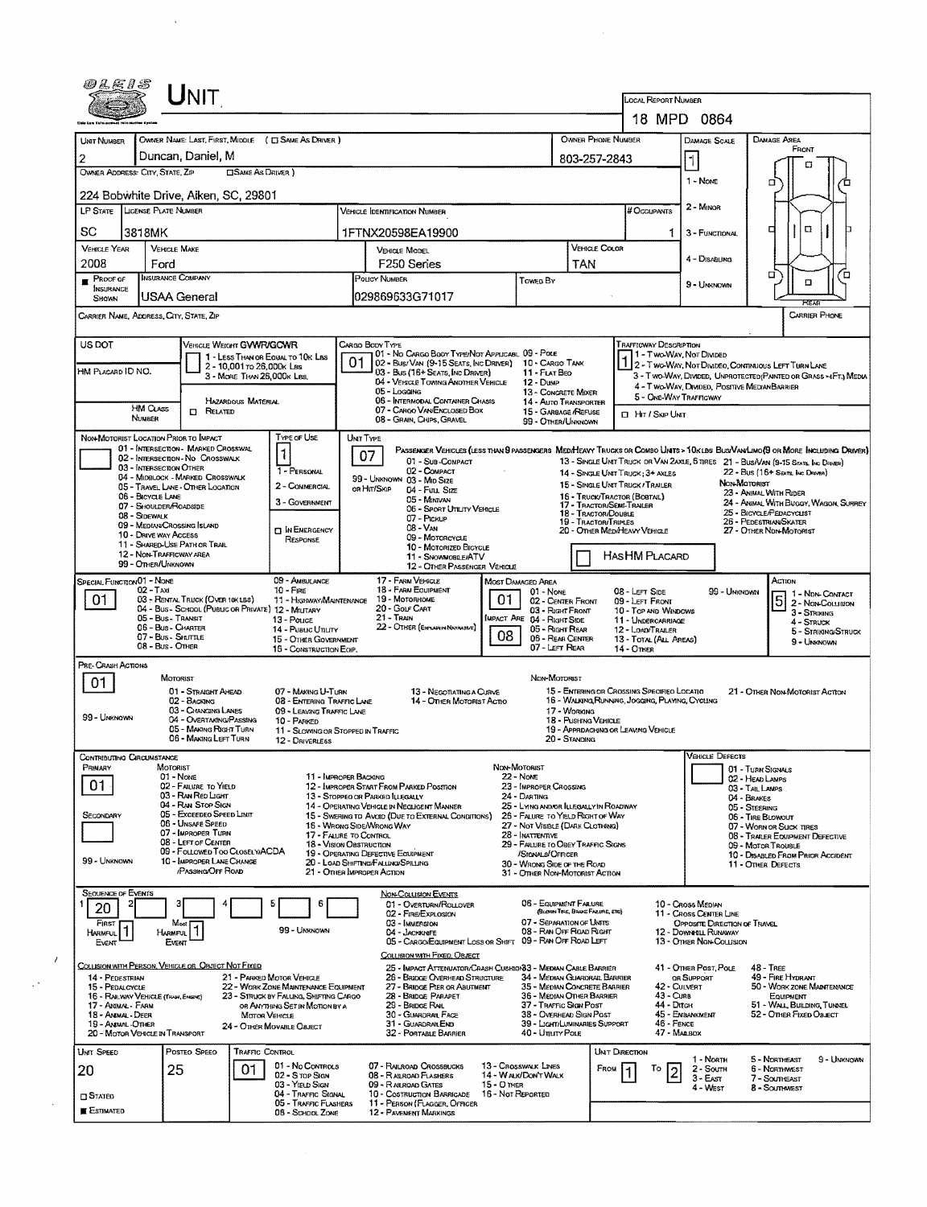# UNIT

**Local Report Number:** 18 MPD 0864

| Unit Number | Owner Name: Last, First, Middle (☐ Same As Driver) | Owner Phone Number | Damage Scale | Damage Area |
|---|---|---|---|---|
| 2 | Duncan, Daniel, M | 803-257-2843 | 1 | Front / Rear |

**Owner Address: City, State, Zip** (☐ Same As Driver)
224 Bobwhite Drive, Aiken, SC, 29801

Damage Scale: 1 - None; 2 - Minor; 3 - Functional; 4 - Disabling; 9 - Unknown

| LP State | License Plate Number | Vehicle Identification Number | # Occupants |
|---|---|---|---|
| SC | 3818MK | 1FTNX20598EA19900 | 1 |

| Vehicle Year | Vehicle Make | Vehicle Model | Vehicle Color |
|---|---|---|---|
| 2008 | Ford | F250 Series | TAN |

| Proof of Insurance Shown | Insurance Company | Policy Number | Towed By |
|---|---|---|---|
| ■ | USAA General | 029869633G71017 | |

**Carrier Name, Address, City, State, Zip:**
**Carrier Phone:**

**US DOT:**
**HM Placard ID No.:**
**HM Class Number:**
**Hazardous Material:** ☐ Related

**Vehicle Weight GVWR/GCWR:** 1 - Less Than or Equal to 10k Lbs; 2 - 10,001 to 26,000k Lbs; 3 - More Than 26,000k Lbs.

**Cargo Body Type:** 01
01 - No Cargo Body Type/Not Applicabl; 02 - Bus/Van (9-15 Seats, Inc Driver); 03 - Bus (16+ Seats, Inc Driver); 04 - Vehicle Towing Another Vehicle; 05 - Logging; 06 - Intermodal Container Chasis; 07 - Cargo Van/Enclosed Box; 08 - Grain, Chips, Gravel; 09 - Pole; 10 - Cargo Tank; 11 - Flat Bed; 12 - Dump; 13 - Concrete Mixer; 14 - Auto Transporter; 15 - Garbage/Refuse; 99 - Other/Unknown

**Trafficway Description:** 1
1 - Two-Way, Not Divided; 2 - Two-Way, Not Divided, Continuous Left Turn Lane; 3 - Two-Way, Divided, Unprotected (Painted or Grass >4Ft.) Media; 4 - Two-Way, Divided, Positive Median Barrier; 5 - One-Way Trafficway
☐ Hit / Skip Unit

**Non-Motorist Location Prior to Impact:**
01 - Intersection - Marked Crosswal; 02 - Intersection - No Crosswalk; 03 - Intersection Other; 04 - Midblock - Marked Crosswalk; 05 - Travel Lane - Other Location; 06 - Bicycle Lane; 07 - Shoulder/Roadside; 08 - Sidewalk; 09 - Median/Crossing Island; 10 - Drive Way Access; 11 - Shared-Use Path or Trail; 12 - Non-Trafficway Area; 99 - Other/Unknown

**Type of Use:** 1
1 - Personal; 2 - Commercial; 3 - Government; ☐ In Emergency Response

**Unit Type:** 07
Passenger Vehicles (Less than 9 passengers): 01 - Sub-Compact; 02 - Compact; 99 - Unknown 03 - Mid Size; or Hit/Skip 04 - Full Size; 05 - Minivan; 06 - Sport Utility Vehicle; 07 - Pickup; 08 - Van; 09 - Motorcycle; 10 - Motorized Bicycle; 11 - Snowmobile/ATV; 12 - Other Passenger Vehicle
Med/Heavy Trucks or Combo Units > 10k lbs Bus/Van/Limo (9 or More Including Driver): 13 - Single Unit Truck or Van 2axle, 6 Tires; 14 - Single Unit Truck; 3+ Axles; 15 - Single Unit Truck/Trailer; 16 - Truck/Tractor (Bobtail); 17 - Tractor/Semi-Trailer; 18 - Tractor/Double; 19 - Tractor/Triples; 20 - Other Med/Heavy Vehicle; 21 - Bus/Van (9-15 Seats, Inc Driver); 22 - Bus (16+ Seats, Inc Driver)
Non-Motorist: 23 - Animal With Rider; 24 - Animal With Buggy, Wagon, Surrey; 25 - Bicycle/Pedacyclist; 26 - Pedestrian/Skater; 27 - Other Non-Motorist
☐ Has HM Placard

**Special Function:** 01
01 - None; 02 - Taxi; 03 - Rental Truck (Over 10k lbs); 04 - Bus - School (Public or Private); 05 - Bus - Transit; 06 - Bus - Charter; 07 - Bus - Shuttle; 08 - Bus - Other; 09 - Ambulance; 10 - Fire; 11 - Highway/Maintenance; 12 - Military; 13 - Police; 14 - Public Utility; 15 - Other Government; 16 - Construction Eqip.; 17 - Farm Vehicle; 18 - Farm Equipment; 19 - Motorhome; 20 - Golf Cart; 21 - Train; 22 - Other (Explain in Narrative)

**Most Damaged Area:** 01
**Impact Are:** 08
01 - None; 02 - Center Front; 03 - Right Front; 04 - Right Side; 05 - Right Rear; 06 - Rear Center; 07 - Left Rear; 08 - Left Side; 09 - Left Front; 10 - Top and Windows; 11 - Undercarriage; 12 - Load/Trailer; 13 - Total (All Areas); 14 - Other; 99 - Unknown

**Action:** 5
1 - Non-Contact; 2 - Non-Collision; 3 - Striking; 4 - Struck; 5 - Striking/Struck; 9 - Unknown

**Pre-Crash Actions:** 01
Motorist: 01 - Straight Ahead; 02 - Backing; 03 - Changing Lanes; 04 - Overtaking/Passing; 05 - Making Right Turn; 06 - Making Left Turn; 07 - Making U-Turn; 08 - Entering Traffic Lane; 09 - Leaving Traffic Lane; 10 - Parked; 11 - Slowing or Stopped in Traffic; 12 - Driverless; 13 - Negotiating a Curve; 14 - Other Motorist Actio; 99 - Unknown
Non-Motorist: 15 - Entering or Crossing Specified Locatio; 16 - Walking, Running, Jogging, Playing, Cycling; 17 - Working; 18 - Pushing Vehicle; 19 - Approaching or Leaving Vehicle; 20 - Standing; 21 - Other Non-Motorist Action

**Contributing Circumstance**
Primary: 01
Secondary:
Motorist: 01 - None; 02 - Failure to Yield; 03 - Ran Red Light; 04 - Ran Stop Sign; 05 - Exceeded Speed Limit; 06 - Unsafe Speed; 07 - Improper Turn; 08 - Left of Center; 09 - Followed Too Closely/ACDA; 10 - Improper Lane Change /Passing/Off Road; 11 - Improper Backing; 12 - Improper Start From Parked Position; 13 - Stopped or Parked Illegally; 14 - Operating Vehicle in Negligent Manner; 15 - Swering to Avoid (Due to External Conditions); 16 - Wrong Side/Wrong Way; 17 - Failure to Control; 18 - Vision Obstruction; 19 - Operating Defective Equipment; 20 - Load Shifting/Falling/Spilling; 21 - Other Improper Action; 99 - Unknown
Non-Motorist: 22 - None; 23 - Improper Crossing; 24 - Darting; 25 - Lying and/or Illegally in Roadway; 26 - Failure to Yield Right of Way; 27 - Not Visible (Dark Clothing); 28 - Inattentive; 29 - Failure to Obey Traffic Signs /Signals/Officer; 30 - Wrong Side of the Road; 31 - Other Non-Motorist Action

**Vehicle Defects:**
01 - Turn Signals; 02 - Head Lamps; 03 - Tail Lamps; 04 - Brakes; 05 - Steering; 06 - Tire Blowout; 07 - Worn or Slick Tires; 08 - Trailer Equipment Defective; 09 - Motor Trouble; 10 - Disabled From Prior Accident; 11 - Other Defects

**Sequence of Events:** 1: 20
First Harmful Event: 1
Most Harmful Event: 1
99 - Unknown

Non-Collision Events: 01 - Overturn/Rollover; 02 - Fire/Explosion; 03 - Immersion; 04 - Jackknife; 05 - Cargo/Equipment Loss or Shift; 06 - Equipment Failure (Blown Tire, Brake Failure, etc); 07 - Separation of Units; 08 - Ran Off Road Right; 09 - Ran Off Road Left; 10 - Cross Median; 11 - Cross Center Line Opposite Direction of Travel; 12 - Downhill Runaway; 13 - Other Non-Collision

Collision with Person, Vehicle or Object Not Fixed: 14 - Pedestrian; 15 - Pedalcycle; 16 - Railway Vehicle (Train, Engine); 17 - Animal - Farm; 18 - Animal - Deer; 19 - Animal Other; 20 - Motor Vehicle in Transport; 21 - Parked Motor Vehicle; 22 - Work Zone Maintenance Equipment; 23 - Struck by Falling, Shifting Cargo or Anything Set in Motion by a Motor Vehicle; 24 - Other Movable Object

Collision with Fixed, Object: 25 - Impact Attenuator/Crash Cushion; 26 - Bridge Overhead Structure; 27 - Bridge Pier or Abutment; 28 - Bridge Parapet; 29 - Bridge Rail; 30 - Guardrail Face; 31 - Guardrail End; 32 - Portable Barrier; 33 - Median Cable Barrier; 34 - Median Guardrail Barrier; 35 - Median Concrete Barrier; 36 - Median Other Barrier; 37 - Traffic Sign Post; 38 - Overhead Sign Post; 39 - Light/Luminaries Support; 40 - Utility Pole; 41 - Other Post, Pole or Support; 42 - Culvert; 43 - Curb; 44 - Ditch; 45 - Embankment; 46 - Fence; 47 - Mailbox; 48 - Tree; 49 - Fire Hydrant; 50 - Work Zone Maintenance Equipment; 51 - Wall, Building, Tunnel; 52 - Other Fixed Object

| Unit Speed | Posted Speed | Traffic Control | Unit Direction |
|---|---|---|---|
| 20 | 25 | 01 | From 1 To 2 |

☐ Stated
■ Estimated

Traffic Control: 01 - No Controls; 02 - Stop Sign; 03 - Yield Sign; 04 - Traffic Signal; 05 - Traffic Flashers; 06 - School Zone; 07 - Railroad Crossbucks; 08 - Railroad Flashers; 09 - Railroad Gates; 10 - Costruction Barricade; 11 - Person (Flagger, Officer); 12 - Pavement Markings; 13 - Crosswalk Lines; 14 - Walk/Don't Walk; 15 - Other; 16 - Not Reported

Unit Direction: 1 - North; 2 - South; 3 - East; 4 - West; 5 - Northeast; 6 - Northwest; 7 - Southeast; 8 - Southwest; 9 - Unknown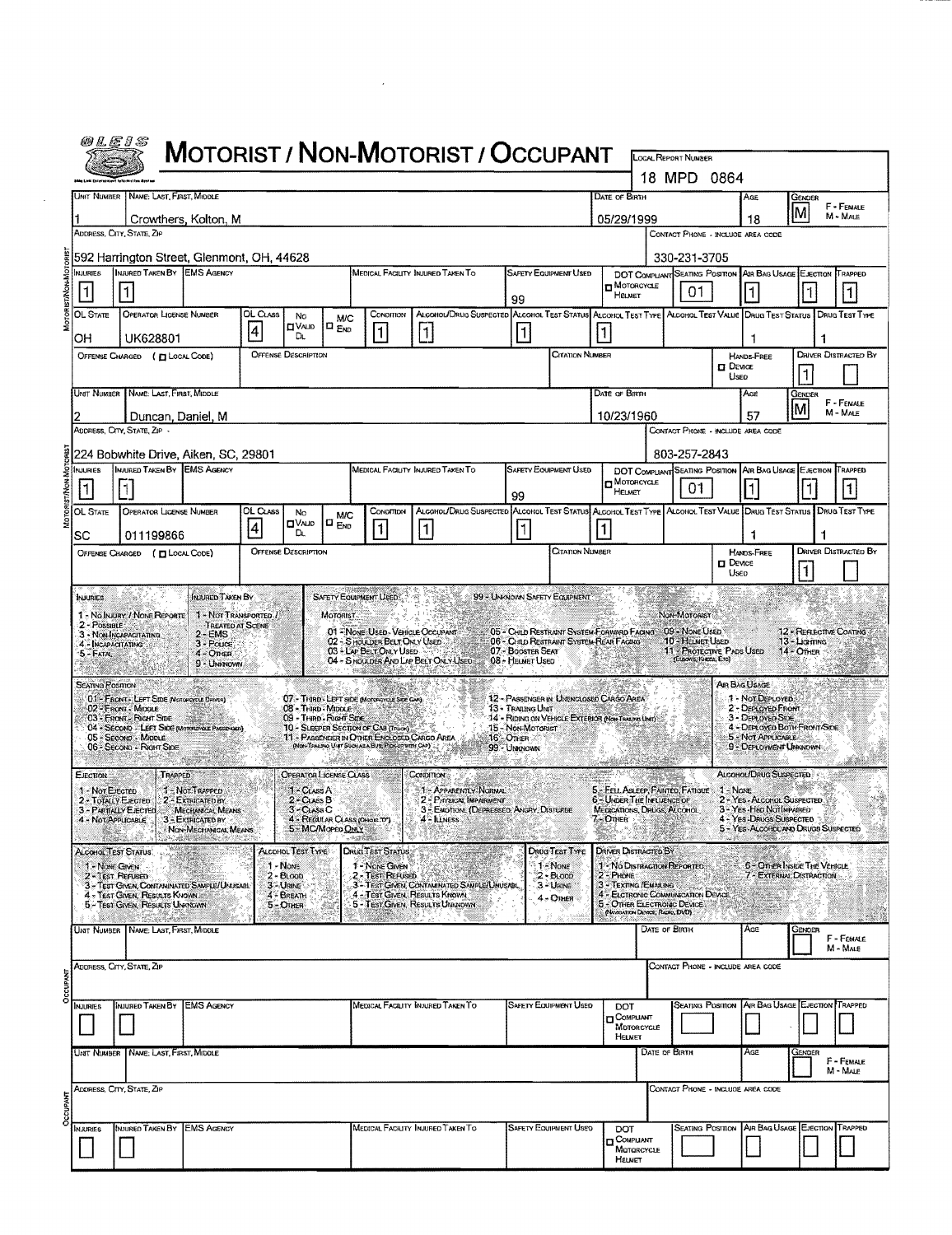# MOTORIST / NON-MOTORIST / OCCUPANT

LOCAL REPORT NUMBER: 18 MPD 0864

## MOTORIST/NON-MOTORIST

| UNIT NUMBER | NAME: LAST, FIRST, MIDDLE | DATE OF BIRTH | AGE | GENDER |
|---|---|---|---|---|
| 1 | Crowthers, Kolton, M | 05/29/1999 | 18 | M |

ADDRESS, CITY, STATE, ZIP: 592 Harrington Street, Glenmont, OH, 44628
CONTACT PHONE - INCLUDE AREA CODE: 330-231-3705

| INJURIES | INJURED TAKEN BY | EMS AGENCY | MEDICAL FACILITY INJURED TAKEN TO | SAFETY EQUIPMENT USED | DOT COMPLIANT MOTORCYCLE HELMET | SEATING POSITION | AIR BAG USAGE | EJECTION | TRAPPED |
|---|---|---|---|---|---|---|---|---|---|
| 1 | 1 | | | 99 | | 01 | 1 | 1 | 1 |

| OL STATE | OPERATOR LICENSE NUMBER | OL CLASS | NO VALID DL | M/C END | CONDITION | ALCOHOL/DRUG SUSPECTED | ALCOHOL TEST STATUS | ALCOHOL TEST TYPE | ALCOHOL TEST VALUE | DRUG TEST STATUS | DRUG TEST TYPE |
|---|---|---|---|---|---|---|---|---|---|---|---|
| OH | UK628801 | 4 | | | 1 | 1 | 1 | 1 | | 1 | 1 |

| OFFENSE CHARGED (LOCAL CODE) | OFFENSE DESCRIPTION | CITATION NUMBER | HANDS-FREE DEVICE USED | DRIVER DISTRACTED BY |
|---|---|---|---|---|
| | | | | 1 |

| UNIT NUMBER | NAME: LAST, FIRST, MIDDLE | DATE OF BIRTH | AGE | GENDER |
|---|---|---|---|---|
| 2 | Duncan, Daniel, M | 10/23/1960 | 57 | M |

ADDRESS, CITY, STATE, ZIP: 224 Bobwhite Drive, Aiken, SC, 29801
CONTACT PHONE - INCLUDE AREA CODE: 803-257-2843

| INJURIES | INJURED TAKEN BY | EMS AGENCY | MEDICAL FACILITY INJURED TAKEN TO | SAFETY EQUIPMENT USED | DOT COMPLIANT MOTORCYCLE HELMET | SEATING POSITION | AIR BAG USAGE | EJECTION | TRAPPED |
|---|---|---|---|---|---|---|---|---|---|
| 1 | 1 | | | 99 | | 01 | 1 | 1 | 1 |

| OL STATE | OPERATOR LICENSE NUMBER | OL CLASS | NO VALID DL | M/C END | CONDITION | ALCOHOL/DRUG SUSPECTED | ALCOHOL TEST STATUS | ALCOHOL TEST TYPE | ALCOHOL TEST VALUE | DRUG TEST STATUS | DRUG TEST TYPE |
|---|---|---|---|---|---|---|---|---|---|---|---|
| SC | 011199866 | 4 | | | 1 | 1 | 1 | 1 | | 1 | 1 |

| OFFENSE CHARGED (LOCAL CODE) | OFFENSE DESCRIPTION | CITATION NUMBER | HANDS-FREE DEVICE USED | DRIVER DISTRACTED BY |
|---|---|---|---|---|
| | | | | 1 |

## CODES

**INJURIES:** 1 - No Injury / None Reported; 2 - Possible; 3 - Non-Incapacitating; 4 - Incapacitating; 5 - Fatal

**INJURED TAKEN BY:** 1 - Not Transported / Treated at Scene; 2 - EMS; 3 - Police; 4 - Other; 9 - Unknown

**SAFETY EQUIPMENT USED:** 99 - Unknown Safety Equipment
- Motorist: 01 - None Used - Vehicle Occupant; 02 - Shoulder Belt Only Used; 03 - Lap Belt Only Used; 04 - Shoulder and Lap Belt Only Used; 05 - Child Restraint System-Forward Facing; 06 - Child Restraint System-Rear Facing; 07 - Booster Seat; 08 - Helmet Used
- Non-Motorist: 09 - None Used; 10 - Helmet Used; 11 - Protective Pads Used (Elbows, Knees, Etc); 12 - Reflective Coating; 13 - Lighting; 14 - Other

**SEATING POSITION:** 01 - Front - Left Side (Motorcycle Driver); 02 - Front - Middle; 03 - Front - Right Side; 04 - Second - Left Side (Motorcycle Passenger); 05 - Second - Middle; 06 - Second - Right Side; 07 - Third - Left Side (Motorcycle Side Car); 08 - Third - Middle; 09 - Third - Right Side; 10 - Sleeper Section of Cab (Truck); 11 - Passenger in Other Enclosed Cargo Area (Non-Trailing Unit Such as a Bus, Pick-up with Cap); 12 - Passenger in Unenclosed Cargo Area; 13 - Trailing Unit; 14 - Riding on Vehicle Exterior (Non-Trailing Unit); 15 - Non-Motorist; 16 - Other; 99 - Unknown

**AIR BAG USAGE:** 1 - Not Deployed; 2 - Deployed Front; 3 - Deployed Side; 4 - Deployed Both Front/Side; 5 - Not Applicable; 9 - Deployment Unknown

**EJECTION:** 1 - Not Ejected; 2 - Totally Ejected; 3 - Partially Ejected; 4 - Not Applicable

**TRAPPED:** 1 - Not Trapped; 2 - Extricated by Mechanical Means; 3 - Extricated by Non-Mechanical Means

**OPERATOR LICENSE CLASS:** 1 - Class A; 2 - Class B; 3 - Class C; 4 - Regular Class (Ohio is "D"); 5 - M/C Moped Only

**CONDITION:** 1 - Apparently Normal; 2 - Physical Impairment; 3 - Emotional (Depressed, Angry, Disturbed); 4 - Illness; 5 - Fell Asleep, Fainted, Fatigue; 6 - Under the Influence of Medications, Drugs, Alcohol; 7 - Other

**ALCOHOL/DRUG SUSPECTED:** 1 - None; 2 - Yes - Alcohol Suspected; 3 - Yes - HBD Not Impaired; 4 - Yes - Drugs Suspected; 5 - Yes - Alcohol and Drugs Suspected

**ALCOHOL TEST STATUS:** 1 - None Given; 2 - Test Refused; 3 - Test Given, Contaminated Sample/Unusable; 4 - Test Given, Results Known; 5 - Test Given, Results Unknown

**ALCOHOL TEST TYPE:** 1 - None; 2 - Blood; 3 - Urine; 4 - Breath; 5 - Other

**DRUG TEST STATUS:** 1 - None Given; 2 - Test Refused; 3 - Test Given, Contaminated Sample/Unusable; 4 - Test Given, Results Known; 5 - Test Given, Results Unknown

**DRUG TEST TYPE:** 1 - None; 2 - Blood; 3 - Urine; 4 - Other

**DRIVER DISTRACTED BY:** 1 - No Distraction Reported; 2 - Phone; 3 - Texting / Emailing; 4 - Electronic Communication Device; 5 - Other Electronic Device (Navigation Device, Radio, DVD); 6 - Other Inside the Vehicle; 7 - External Distraction

## OCCUPANT

| UNIT NUMBER | NAME: LAST, FIRST, MIDDLE | DATE OF BIRTH | AGE | GENDER |
|---|---|---|---|---|
| | | | | |

ADDRESS, CITY, STATE, ZIP:
CONTACT PHONE - INCLUDE AREA CODE:

| INJURIES | INJURED TAKEN BY | EMS AGENCY | MEDICAL FACILITY INJURED TAKEN TO | SAFETY EQUIPMENT USED | DOT COMPLIANT MOTORCYCLE HELMET | SEATING POSITION | AIR BAG USAGE | EJECTION | TRAPPED |
|---|---|---|---|---|---|---|---|---|---|
| | | | | | | | | | |

## OCCUPANT

| UNIT NUMBER | NAME: LAST, FIRST, MIDDLE | DATE OF BIRTH | AGE | GENDER |
|---|---|---|---|---|
| | | | | |

ADDRESS, CITY, STATE, ZIP:
CONTACT PHONE - INCLUDE AREA CODE:

| INJURIES | INJURED TAKEN BY | EMS AGENCY | MEDICAL FACILITY INJURED TAKEN TO | SAFETY EQUIPMENT USED | DOT COMPLIANT MOTORCYCLE HELMET | SEATING POSITION | AIR BAG USAGE | EJECTION | TRAPPED |
|---|---|---|---|---|---|---|---|---|---|
| | | | | | | | | | |